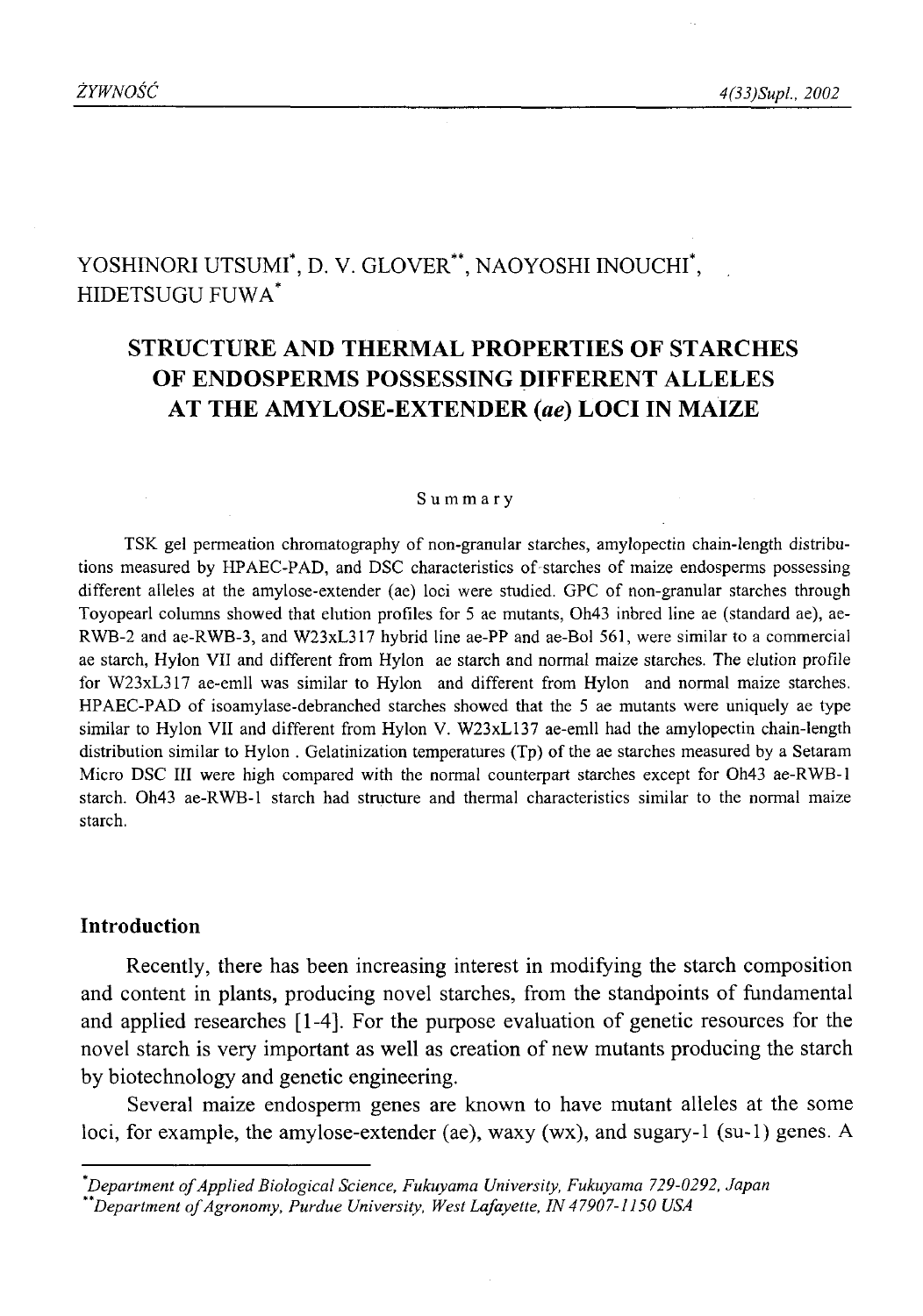YOSHINORI UTSUMI[*], D. V. GLOVER[**], NAOYOSHI INOUCHI[*], HIDETSUGU FUWA[*]

# STRUCTURE AND THERMAL PROPERTIES OF STARCHES OF ENDOSPERMS POSSESSING DIFFERENT ALLELES AT THE AMYLOSE-EXTENDER (*ae*) LOCI IN MAIZE

## Summary

TSK gel permeation chromatography of non-granular starches, amylopectin chain-length distributions measured by HPAEC-PAD, and DSC characteristics of starches of maize endosperms possessing different alleles at the amylose-extender (ae) loci were studied. GPC of non-granular starches through Toyopearl columns showed that elution profiles for 5 ae mutants, Oh43 inbred line ae (standard ae), ae-RWB-2 and ae-RWB-3, and W23xL317 hybrid line ae-PP and ae-Bol 561, were similar to a commercial ae starch, Hylon VII and different from Hylon ae starch and normal maize starches. The elution profile for W23xL317 ae-emll was similar to Hylon and different from Hylon and normal maize starches. HPAEC-PAD of isoamylase-debranched starches showed that the 5 ae mutants were uniquely ae type similar to Hylon VII and different from Hylon V. W23xL137 ae-emll had the amylopectin chain-length distribution similar to Hylon . Gelatinization temperatures (Tp) of the ae starches measured by a Setaram Micro DSC III were high compared with the normal counterpart starches except for Oh43 ae-RWB-1 starch. Oh43 ae-RWB-1 starch had structure and thermal characteristics similar to the normal maize starch.

## Introduction

Recently, there has been increasing interest in modifying the starch composition and content in plants, producing novel starches, from the standpoints of fundamental and applied researches [1-4]. For the purpose evaluation of genetic resources for the novel starch is very important as well as creation of new mutants producing the starch by biotechnology and genetic engineering.

Several maize endosperm genes are known to have mutant alleles at the some loci, for example, the amylose-extender (ae), waxy (wx), and sugary-1 (su-1) genes. A

---

[*] *Department of Applied Biological Science, Fukuyama University, Fukuyama 729-0292, Japan*

[**] *Department of Agronomy, Purdue University, West Lafayette, IN 47907-1150 USA*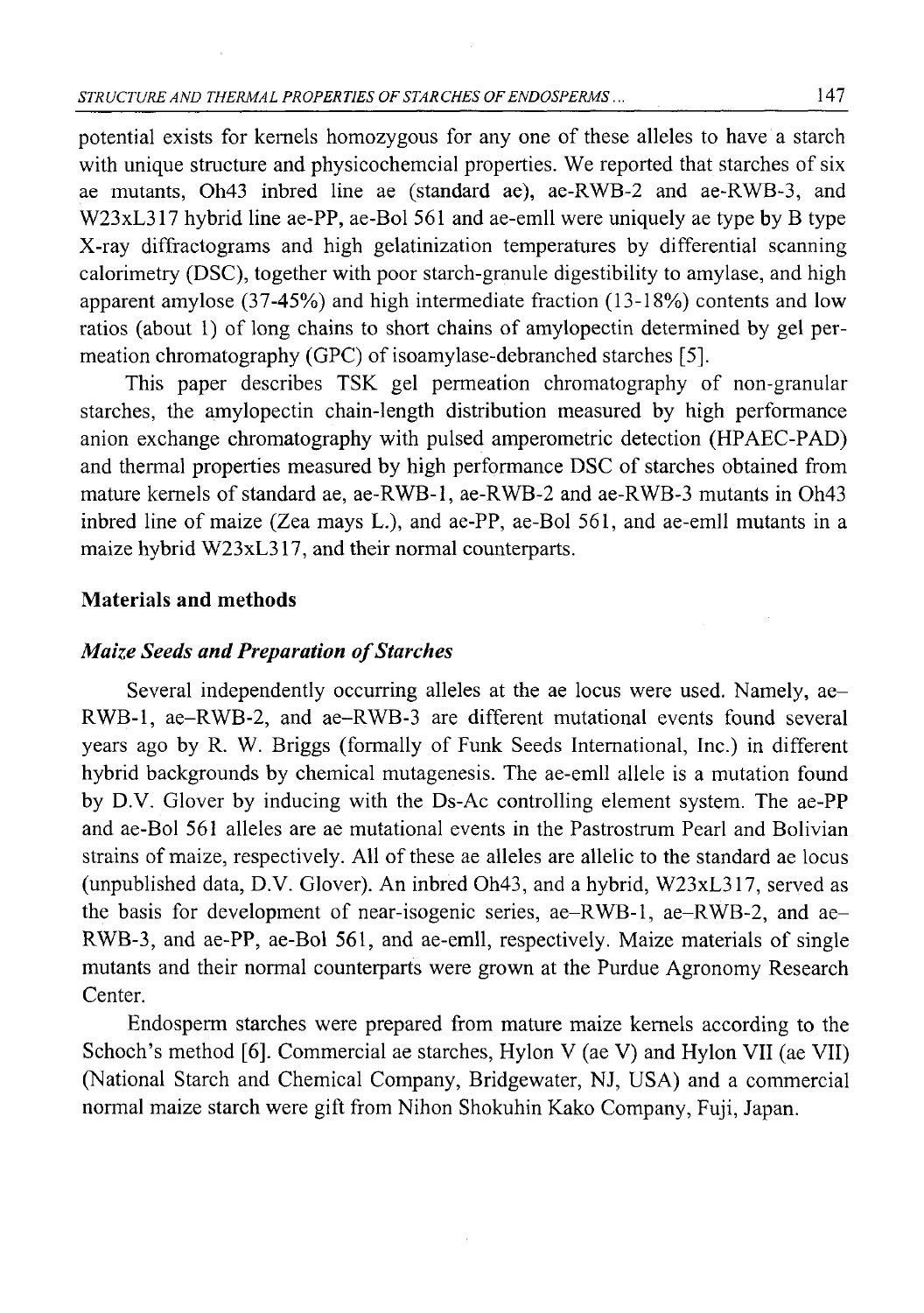potential exists for kernels homozygous for any one of these alleles to have a starch with unique structure and physicochemcial properties. We reported that starches of six ae mutants, Oh43 inbred line ae (standard ae), ae-RWB-2 and ae-RWB-3, and W23xL317 hybrid line ae-PP, ae-Bol 561 and ae-emll were uniquely ae type by B type X-ray diffractograms and high gelatinization temperatures by differential scanning calorimetry (DSC), together with poor starch-granule digestibility to amylase, and high apparent amylose (37-45%) and high intermediate fraction (13-18%) contents and low ratios (about 1) of long chains to short chains of amylopectin determined by gel permeation chromatography (GPC) of isoamylase-debranched starches [5].

This paper describes TSK gel permeation chromatography of non-granular starches, the amylopectin chain-length distribution measured by high performance anion exchange chromatography with pulsed amperometric detection (HPAEC-PAD) and thermal properties measured by high performance DSC of starches obtained from mature kernels of standard ae, ae-RWB-1, ae-RWB-2 and ae-RWB-3 mutants in Oh43 inbred line of maize (Zea mays L.), and ae-PP, ae-Bol 561, and ae-emll mutants in a maize hybrid W23xL317, and their normal counterparts.

## Materials and methods

### *Maize Seeds and Preparation of Starches*

Several independently occurring alleles at the ae locus were used. Namely, ae–RWB-1, ae–RWB-2, and ae–RWB-3 are different mutational events found several years ago by R. W. Briggs (formally of Funk Seeds International, Inc.) in different hybrid backgrounds by chemical mutagenesis. The ae-emll allele is a mutation found by D.V. Glover by inducing with the Ds-Ac controlling element system. The ae-PP and ae-Bol 561 alleles are ae mutational events in the Pastrostrum Pearl and Bolivian strains of maize, respectively. All of these ae alleles are allelic to the standard ae locus (unpublished data, D.V. Glover). An inbred Oh43, and a hybrid, W23xL317, served as the basis for development of near-isogenic series, ae–RWB-1, ae–RWB-2, and ae–RWB-3, and ae-PP, ae-Bol 561, and ae-emll, respectively. Maize materials of single mutants and their normal counterparts were grown at the Purdue Agronomy Research Center.

Endosperm starches were prepared from mature maize kernels according to the Schoch's method [6]. Commercial ae starches, Hylon V (ae V) and Hylon VII (ae VII) (National Starch and Chemical Company, Bridgewater, NJ, USA) and a commercial normal maize starch were gift from Nihon Shokuhin Kako Company, Fuji, Japan.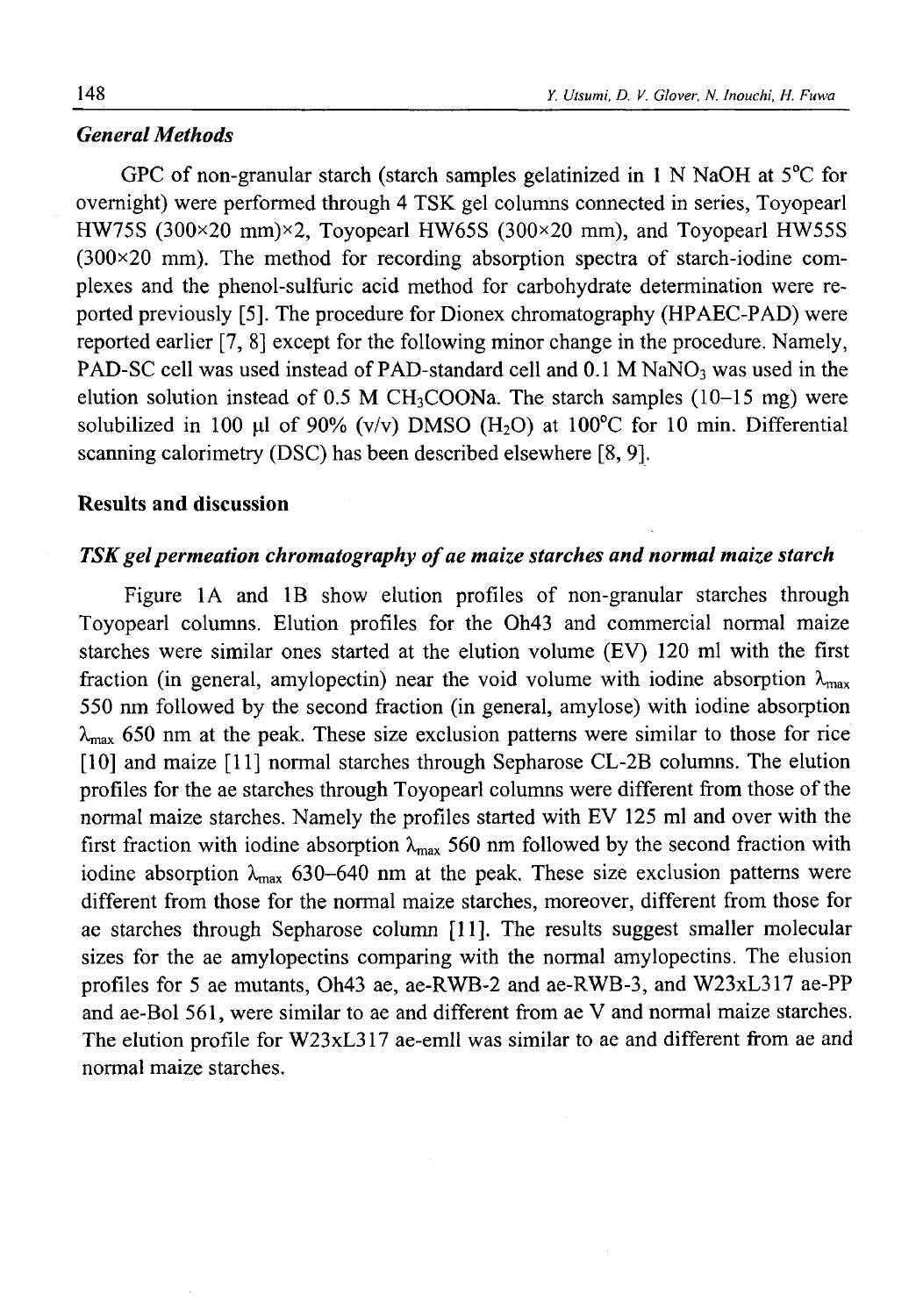### *General Methods*

GPC of non-granular starch (starch samples gelatinized in 1 N NaOH at 5°C for overnight) were performed through 4 TSK gel columns connected in series, Toyopearl HW75S (300×20 mm)×2, Toyopearl HW65S (300×20 mm), and Toyopearl HW55S (300×20 mm). The method for recording absorption spectra of starch-iodine complexes and the phenol-sulfuric acid method for carbohydrate determination were reported previously [5]. The procedure for Dionex chromatography (HPAEC-PAD) were reported earlier [7, 8] except for the following minor change in the procedure. Namely, PAD-SC cell was used instead of PAD-standard cell and 0.1 M $NaNO_3$ was used in the elution solution instead of 0.5 M $CH_3COONa$. The starch samples (10–15 mg) were solubilized in 100 μl of 90% (v/v) DMSO ($H_2O$) at 100°C for 10 min. Differential scanning calorimetry (DSC) has been described elsewhere [8, 9].

## Results and discussion

### *TSK gel permeation chromatography of ae maize starches and normal maize starch*

Figure 1A and 1B show elution profiles of non-granular starches through Toyopearl columns. Elution profiles for the Oh43 and commercial normal maize starches were similar ones started at the elution volume (EV) 120 ml with the first fraction (in general, amylopectin) near the void volume with iodine absorption $\lambda_{max}$ 550 nm followed by the second fraction (in general, amylose) with iodine absorption $\lambda_{max}$ 650 nm at the peak. These size exclusion patterns were similar to those for rice [10] and maize [11] normal starches through Sepharose CL-2B columns. The elution profiles for the ae starches through Toyopearl columns were different from those of the normal maize starches. Namely the profiles started with EV 125 ml and over with the first fraction with iodine absorption $\lambda_{max}$ 560 nm followed by the second fraction with iodine absorption $\lambda_{max}$ 630–640 nm at the peak. These size exclusion patterns were different from those for the normal maize starches, moreover, different from those for ae starches through Sepharose column [11]. The results suggest smaller molecular sizes for the ae amylopectins comparing with the normal amylopectins. The elusion profiles for 5 ae mutants, Oh43 ae, ae-RWB-2 and ae-RWB-3, and W23xL317 ae-PP and ae-Bol 561, were similar to ae and different from ae V and normal maize starches. The elution profile for W23xL317 ae-emll was similar to ae and different from ae and normal maize starches.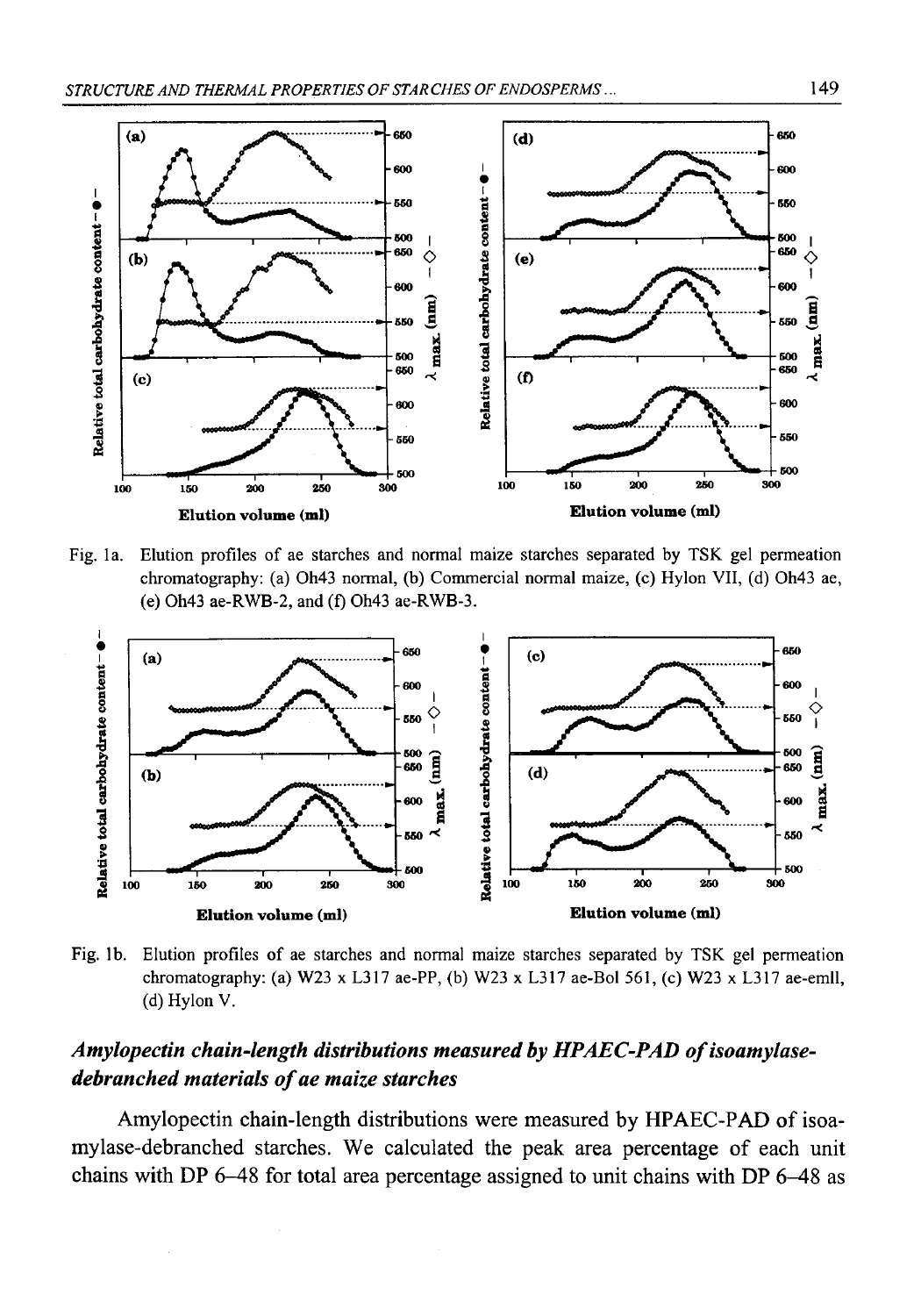Fig. 1a. Elution profiles of ae starches and normal maize starches separated by TSK gel permeation chromatography: (a) Oh43 normal, (b) Commercial normal maize, (c) Hylon VII, (d) Oh43 ae, (e) Oh43 ae-RWB-2, and (f) Oh43 ae-RWB-3.

Fig. 1b. Elution profiles of ae starches and normal maize starches separated by TSK gel permeation chromatography: (a) W23 x L317 ae-PP, (b) W23 x L317 ae-Bol 561, (c) W23 x L317 ae-emll, (d) Hylon V.

## *Amylopectin chain-length distributions measured by HPAEC-PAD of isoamylase-debranched materials of ae maize starches*

Amylopectin chain-length distributions were measured by HPAEC-PAD of isoamylase-debranched starches. We calculated the peak area percentage of each unit chains with DP 6–48 for total area percentage assigned to unit chains with DP 6–48 as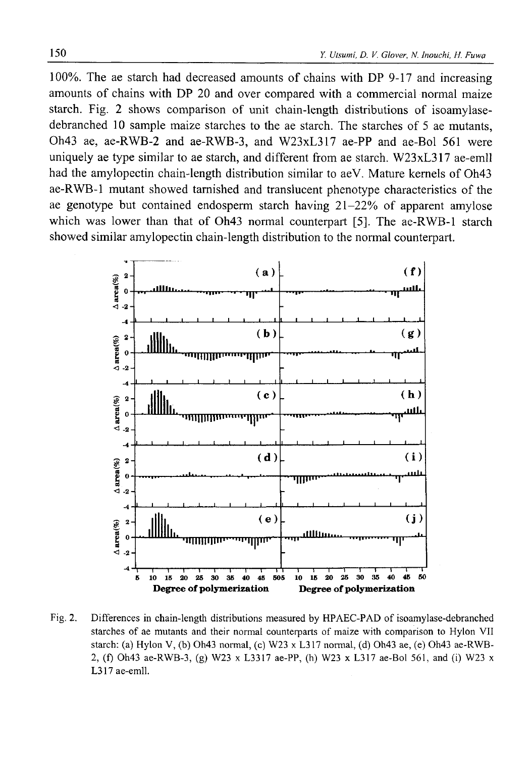100%. The ae starch had decreased amounts of chains with DP 9-17 and increasing amounts of chains with DP 20 and over compared with a commercial normal maize starch. Fig. 2 shows comparison of unit chain-length distributions of isoamylase-debranched 10 sample maize starches to the ae starch. The starches of 5 ae mutants, Oh43 ae, ae-RWB-2 and ae-RWB-3, and W23xL317 ae-PP and ae-Bol 561 were uniquely ae type similar to ae starch, and different from ae starch. W23xL317 ae-emll had the amylopectin chain-length distribution similar to aeV. Mature kernels of Oh43 ae-RWB-1 mutant showed tarnished and translucent phenotype characteristics of the ae genotype but contained endosperm starch having 21–22% of apparent amylose which was lower than that of Oh43 normal counterpart [5]. The ae-RWB-1 starch showed similar amylopectin chain-length distribution to the normal counterpart.

Fig. 2. Differences in chain-length distributions measured by HPAEC-PAD of isoamylase-debranched starches of ae mutants and their normal counterparts of maize with comparison to Hylon VII starch: (a) Hylon V, (b) Oh43 normal, (c) W23 x L317 normal, (d) Oh43 ae, (e) Oh43 ae-RWB-2, (f) Oh43 ae-RWB-3, (g) W23 x L3317 ae-PP, (h) W23 x L317 ae-Bol 561, and (i) W23 x L317 ae-emll.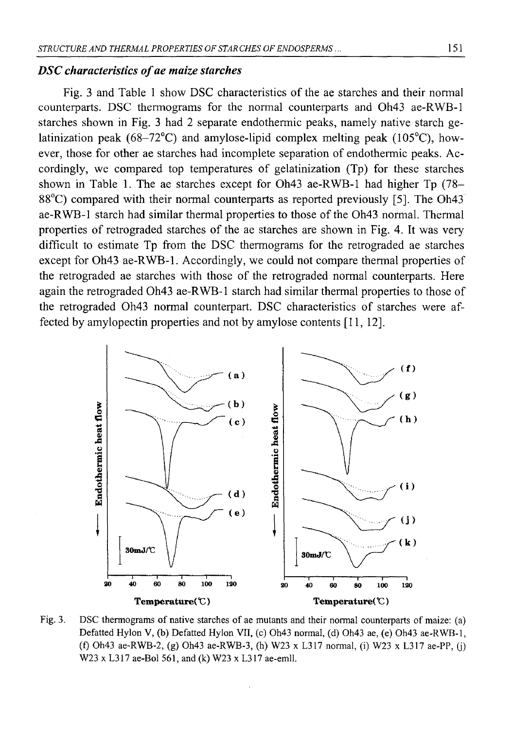### *DSC characteristics of ae maize starches*

Fig. 3 and Table 1 show DSC characteristics of the ae starches and their normal counterparts. DSC thermograms for the normal counterparts and Oh43 ae-RWB-1 starches shown in Fig. 3 had 2 separate endothermic peaks, namely native starch gelatinization peak (68–72°C) and amylose-lipid complex melting peak (105°C), however, those for other ae starches had incomplete separation of endothermic peaks. Accordingly, we compared top temperatures of gelatinization (Tp) for these starches shown in Table 1. The ae starches except for Oh43 ae-RWB-1 had higher Tp (78–88°C) compared with their normal counterparts as reported previously [5]. The Oh43 ae-RWB-1 starch had similar thermal properties to those of the Oh43 normal. Thermal properties of retrograded starches of the ae starches are shown in Fig. 4. It was very difficult to estimate Tp from the DSC thermograms for the retrograded ae starches except for Oh43 ae-RWB-1. Accordingly, we could not compare thermal properties of the retrograded ae starches with those of the retrograded normal counterparts. Here again the retrograded Oh43 ae-RWB-1 starch had similar thermal properties to those of the retrograded Oh43 normal counterpart. DSC characteristics of starches were affected by amylopectin properties and not by amylose contents [11, 12].

Fig. 3. DSC thermograms of native starches of ae mutants and their normal counterparts of maize: (a) Defatted Hylon V, (b) Defatted Hylon VII, (c) Oh43 normal, (d) Oh43 ae, (e) Oh43 ae-RWB-1, (f) Oh43 ae-RWB-2, (g) Oh43 ae-RWB-3, (h) W23 x L317 normal, (i) W23 x L317 ae-PP, (j) W23 x L317 ae-Bol 561, and (k) W23 x L317 ae-emll.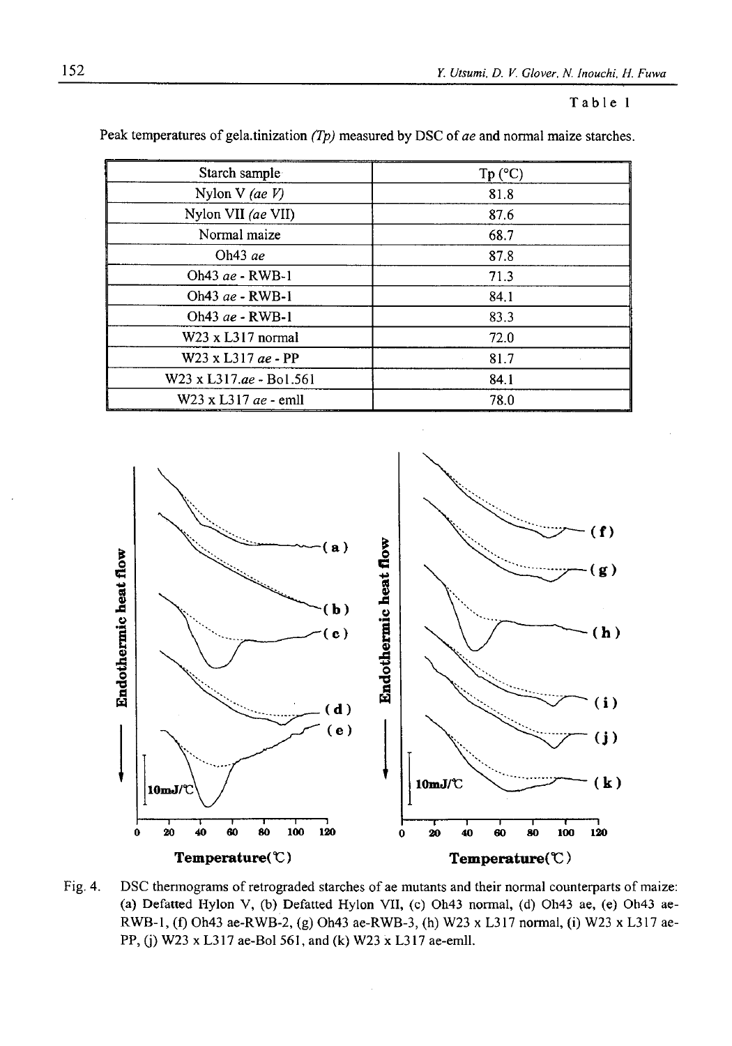Table 1

Peak temperatures of gelatinization *(Tp)* measured by DSC of *ae* and normal maize starches.

| Starch sample | Tp (°C) |
|---|---|
| Nylon V *(ae V)* | 81.8 |
| Nylon VII *(ae* VII) | 87.6 |
| Normal maize | 68.7 |
| Oh43 *ae* | 87.8 |
| Oh43 *ae* - RWB-1 | 71.3 |
| Oh43 *ae* - RWB-1 | 84.1 |
| Oh43 *ae* - RWB-1 | 83.3 |
| W23 x L317 normal | 72.0 |
| W23 x L317 *ae* - PP | 81.7 |
| W23 x L317.*ae* - Bol.561 | 84.1 |
| W23 x L317 *ae* - emll | 78.0 |

Fig. 4. DSC thermograms of retrograded starches of ae mutants and their normal counterparts of maize: (a) Defatted Hylon V, (b) Defatted Hylon VII, (c) Oh43 normal, (d) Oh43 ae, (e) Oh43 ae-RWB-1, (f) Oh43 ae-RWB-2, (g) Oh43 ae-RWB-3, (h) W23 x L317 normal, (i) W23 x L317 ae-PP, (j) W23 x L317 ae-Bol 561, and (k) W23 x L317 ae-emll.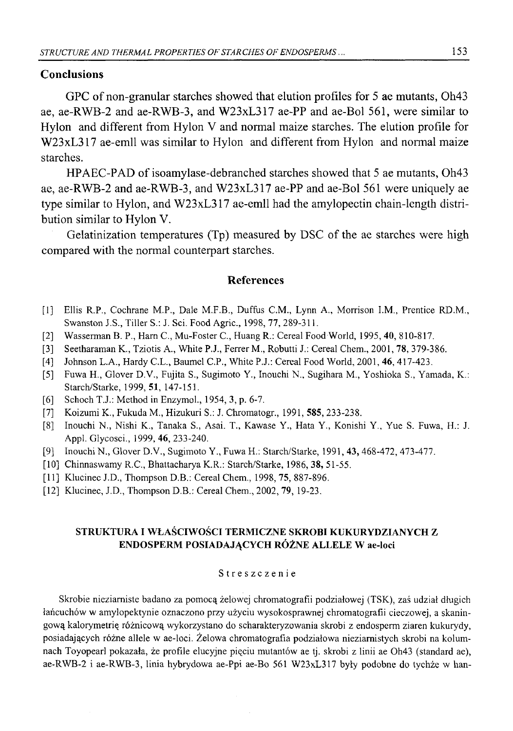## Conclusions

GPC of non-granular starches showed that elution profiles for 5 ae mutants, Oh43 ae, ae-RWB-2 and ae-RWB-3, and W23xL317 ae-PP and ae-Bol 561, were similar to Hylon and different from Hylon V and normal maize starches. The elution profile for W23xL317 ae-emll was similar to Hylon and different from Hylon and normal maize starches.

HPAEC-PAD of isoamylase-debranched starches showed that 5 ae mutants, Oh43 ae, ae-RWB-2 and ae-RWB-3, and W23xL317 ae-PP and ae-Bol 561 were uniquely ae type similar to Hylon, and W23xL317 ae-emll had the amylopectin chain-length distribution similar to Hylon V.

Gelatinization temperatures (Tp) measured by DSC of the ae starches were high compared with the normal counterpart starches.

## References

[1] Ellis R.P., Cochrane M.P., Dale M.F.B., Duffus C.M., Lynn A., Morrison I.M., Prentice RD.M., Swanston J.S., Tiller S.: J. Sci. Food Agric., 1998, **77**, 289-311.

[2] Wasserman B. P., Harn C., Mu-Foster C., Huang R.: Cereal Food World, 1995, **40**, 810-817.

[3] Seetharaman K., Tziotis A., White P.J., Ferrer M., Robutti J.: Cereal Chem., 2001, **78**, 379-386.

[4] Johnson L.A., Hardy C.L., Baumel C.P., White P.J.: Cereal Food World, 2001, **46**, 417-423.

[5] Fuwa H., Glover D.V., Fujita S., Sugimoto Y., Inouchi N., Sugihara M., Yoshioka S., Yamada, K.: Starch/Starke, 1999, **51**, 147-151.

[6] Schoch T.J.: Method in Enzymol., 1954, 3, p. 6-7.

[7] Koizumi K., Fukuda M., Hizukuri S.: J. Chromatogr., 1991, **585**, 233-238.

[8] Inouchi N., Nishi K., Tanaka S., Asai. T., Kawase Y., Hata Y., Konishi Y., Yue S. Fuwa, H.: J. Appl. Glycosci., 1999, **46**, 233-240.

[9] Inouchi N., Glover D.V., Sugimoto Y., Fuwa H.: Starch/Starke, 1991, **43**, 468-472, 473-477.

[10] Chinnaswamy R.C., Bhattacharya K.R.: Starch/Starke, 1986, **38**, 51-55.

[11] Klucinec J.D., Thompson D.B.: Cereal Chem., 1998, **75**, 887-896.

[12] Klucinec, J.D., Thompson D.B.: Cereal Chem., 2002, **79**, 19-23.

### STRUKTURA I WŁAŚCIWOŚCI TERMICZNE SKROBI KUKURYDZIANYCH Z ENDOSPERM POSIADAJĄCYCH RÓŻNE ALLELE W ae-loci

S t r e s z c z e n i e

Skrobie nieziarniste badano za pomocą żelowej chromatografii podziałowej (TSK), zaś udział długich łańcuchów w amylopektynie oznaczono przy użyciu wysokosprawnej chromatografii cieczowej, a skaningową kalorymetrię różnicową wykorzystano do scharakteryzowania skrobi z endosperm ziaren kukurydy, posiadających różne allele w ae-loci. Żelowa chromatografia podziałowa nieziarnistych skrobi na kolumnach Toyopearl pokazała, że profile elucyjne pięciu mutantów ae tj. skrobi z linii ae Oh43 (standard ae), ae-RWB-2 i ae-RWB-3, linia hybrydowa ae-Ppi ae-Bo 561 W23xL317 były podobne do tychże w han-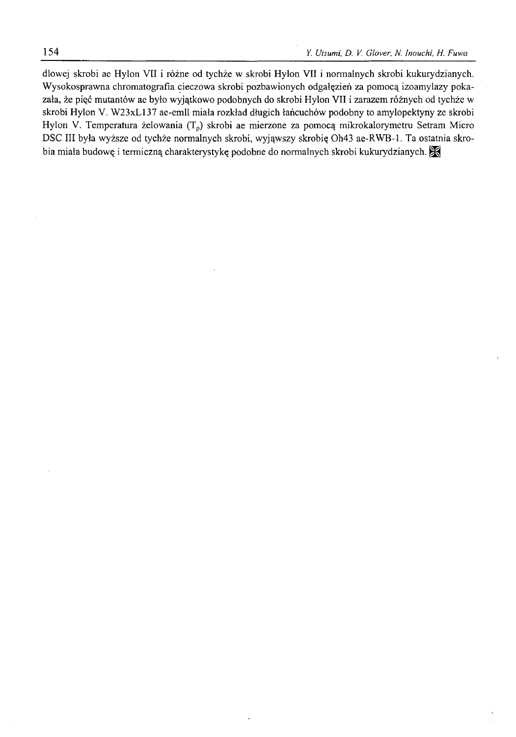dlowej skrobi ae Hylon VII i różne od tychże w skrobi Hylon VII i normalnych skrobi kukurydzianych. Wysokosprawna chromatografia cieczowa skrobi pozbawionych odgałęzień za pomocą izoamylazy pokazała, że pięć mutantów ae było wyjątkowo podobnych do skrobi Hylon VII i zarazem różnych od tychże w skrobi Hylon V. W23xL137 ae-emll miała rozkład długich łańcuchów podobny to amylopektyny ze skrobi Hylon V. Temperatura żelowania ($T_p$) skrobi ae mierzone za pomocą mikrokalorymetru Setram Micro DSC III była wyższe od tychże normalnych skrobi, wyjąwszy skrobię Oh43 ae-RWB-1. Ta ostatnia skrobia miała budowę i termiczną charakterystykę podobne do normalnych skrobi kukurydzianych.